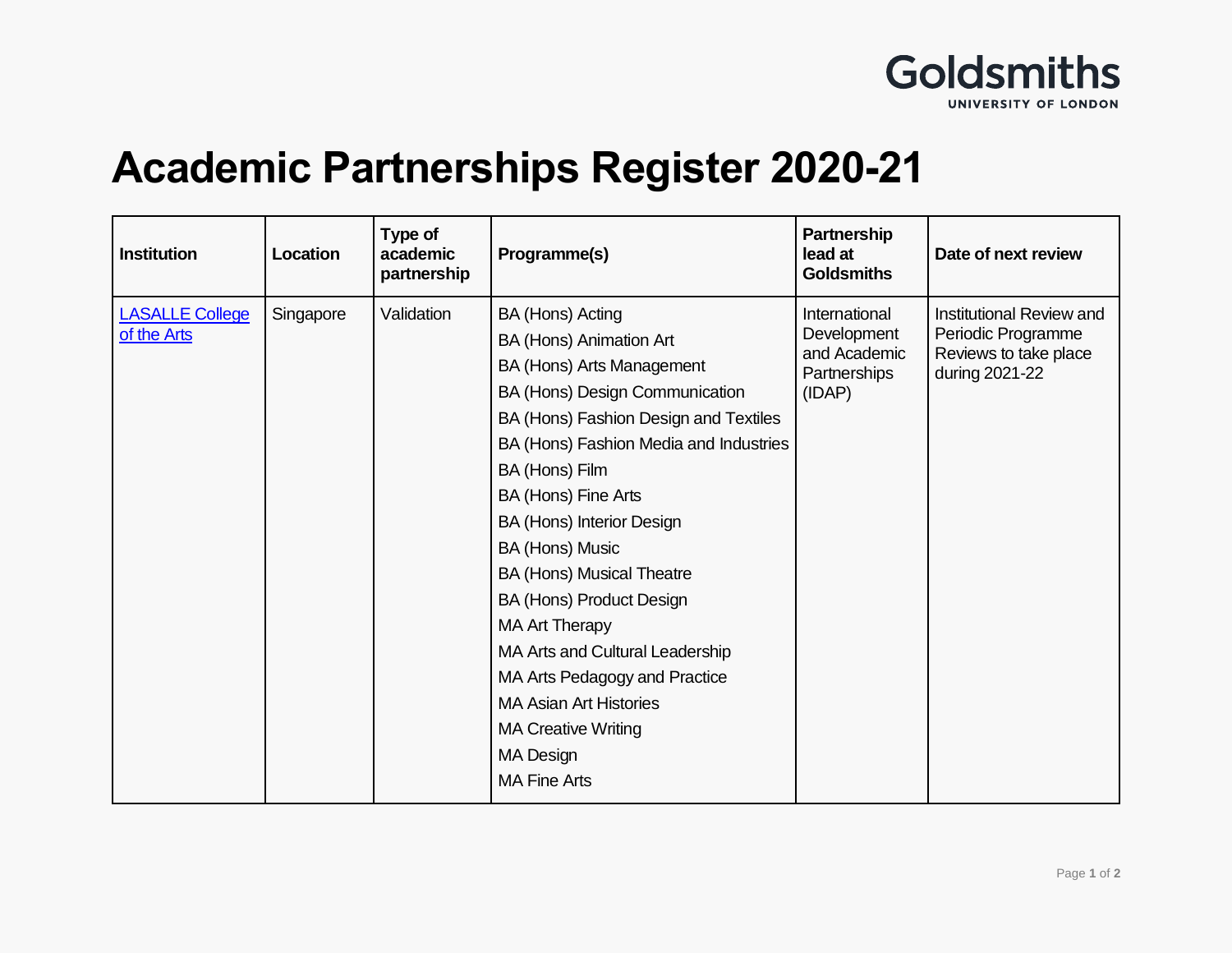# Academic Partnerships Register 2020-21

| Institution | Location | Type of academic partnership | Programme(s) | Partnership lead at Goldsmiths | Date of next review |
|---|---|---|---|---|---|
| [LASALLE College of the Arts]() | Singapore | Validation | BA (Hons) Acting<br>BA (Hons) Animation Art<br>BA (Hons) Arts Management<br>BA (Hons) Design Communication<br>BA (Hons) Fashion Design and Textiles<br>BA (Hons) Fashion Media and Industries<br>BA (Hons) Film<br>BA (Hons) Fine Arts<br>BA (Hons) Interior Design<br>BA (Hons) Music<br>BA (Hons) Musical Theatre<br>BA (Hons) Product Design<br>MA Art Therapy<br>MA Arts and Cultural Leadership<br>MA Arts Pedagogy and Practice<br>MA Asian Art Histories<br>MA Creative Writing<br>MA Design<br>MA Fine Arts | International Development and Academic Partnerships (IDAP) | Institutional Review and Periodic Programme Reviews to take place during 2021-22 |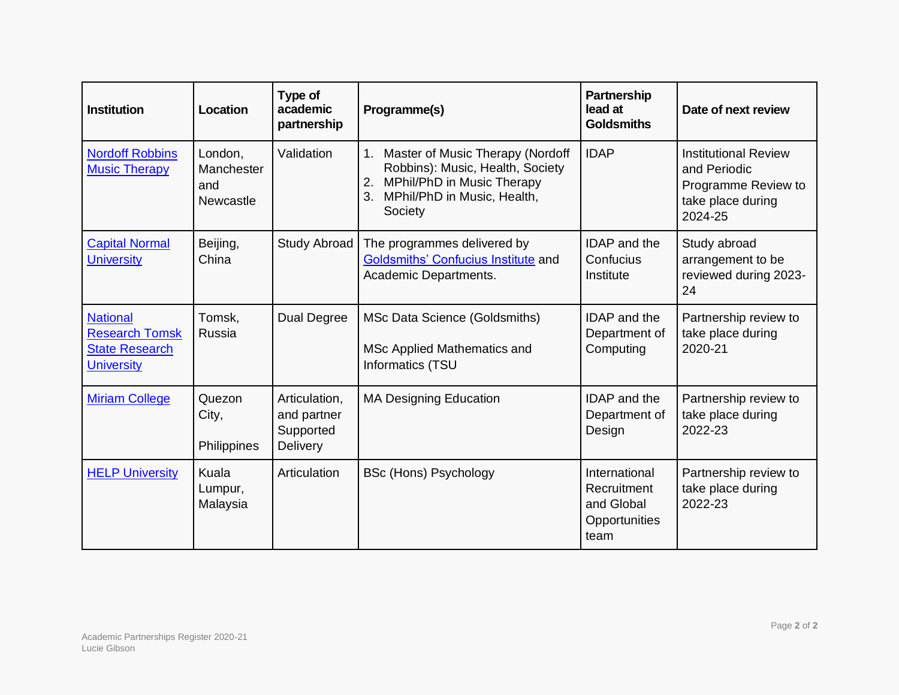| Institution | Location | Type of academic partnership | Programme(s) | Partnership lead at Goldsmiths | Date of next review |
|---|---|---|---|---|---|
| Nordoff Robbins Music Therapy | London, Manchester and Newcastle | Validation | 1. Master of Music Therapy (Nordoff Robbins): Music, Health, Society<br>2. MPhil/PhD in Music Therapy<br>3. MPhil/PhD in Music, Health, Society | IDAP | Institutional Review and Periodic Programme Review to take place during 2024-25 |
| Capital Normal University | Beijing, China | Study Abroad | The programmes delivered by Goldsmiths' Confucius Institute and Academic Departments. | IDAP and the Confucius Institute | Study abroad arrangement to be reviewed during 2023-24 |
| National Research Tomsk State Research University | Tomsk, Russia | Dual Degree | MSc Data Science (Goldsmiths)<br><br>MSc Applied Mathematics and Informatics (TSU | IDAP and the Department of Computing | Partnership review to take place during 2020-21 |
| Miriam College | Quezon City,<br><br>Philippines | Articulation, and partner Supported Delivery | MA Designing Education | IDAP and the Department of Design | Partnership review to take place during 2022-23 |
| HELP University | Kuala Lumpur, Malaysia | Articulation | BSc (Hons) Psychology | International Recruitment and Global Opportunities team | Partnership review to take place during 2022-23 |

Academic Partnerships Register 2020-21
Lucie Gibson